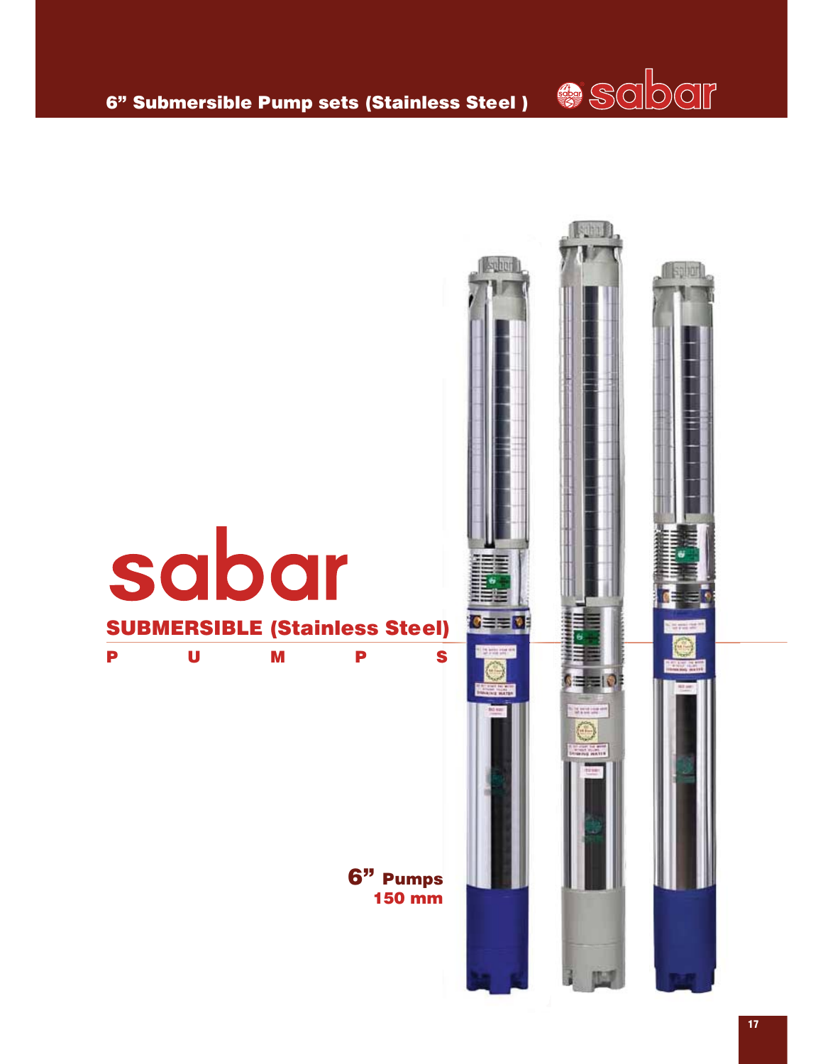# 6" Submersible Pump sets (Stainless Steel )

# sabar

## SUBMERSIBLE (Stainless Steel)

**P U M P S**

**6" Pumps**
**150 mm**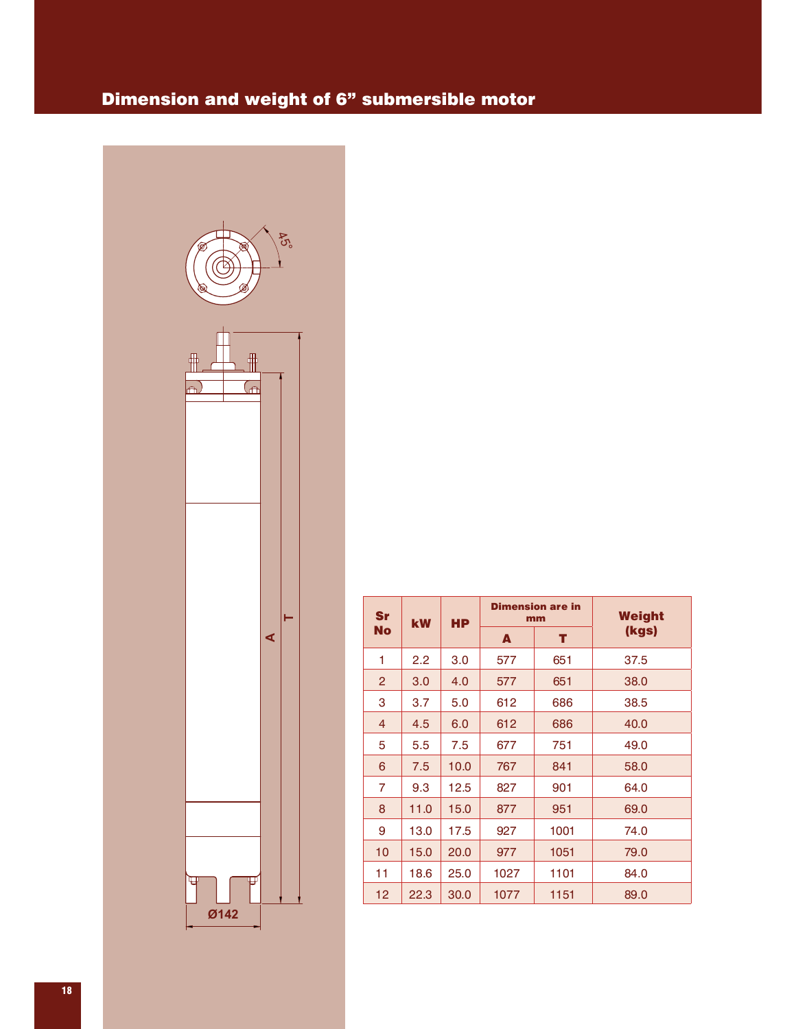## Dimension and weight of 6" submersible motor

| Sr No | kW | HP | Dimension are in mm | | Weight (kgs) |
|---|---|---|---|---|---|
| | | | A | T | |
| 1 | 2.2 | 3.0 | 577 | 651 | 37.5 |
| 2 | 3.0 | 4.0 | 577 | 651 | 38.0 |
| 3 | 3.7 | 5.0 | 612 | 686 | 38.5 |
| 4 | 4.5 | 6.0 | 612 | 686 | 40.0 |
| 5 | 5.5 | 7.5 | 677 | 751 | 49.0 |
| 6 | 7.5 | 10.0 | 767 | 841 | 58.0 |
| 7 | 9.3 | 12.5 | 827 | 901 | 64.0 |
| 8 | 11.0 | 15.0 | 877 | 951 | 69.0 |
| 9 | 13.0 | 17.5 | 927 | 1001 | 74.0 |
| 10 | 15.0 | 20.0 | 977 | 1051 | 79.0 |
| 11 | 18.6 | 25.0 | 1027 | 1101 | 84.0 |
| 12 | 22.3 | 30.0 | 1077 | 1151 | 89.0 |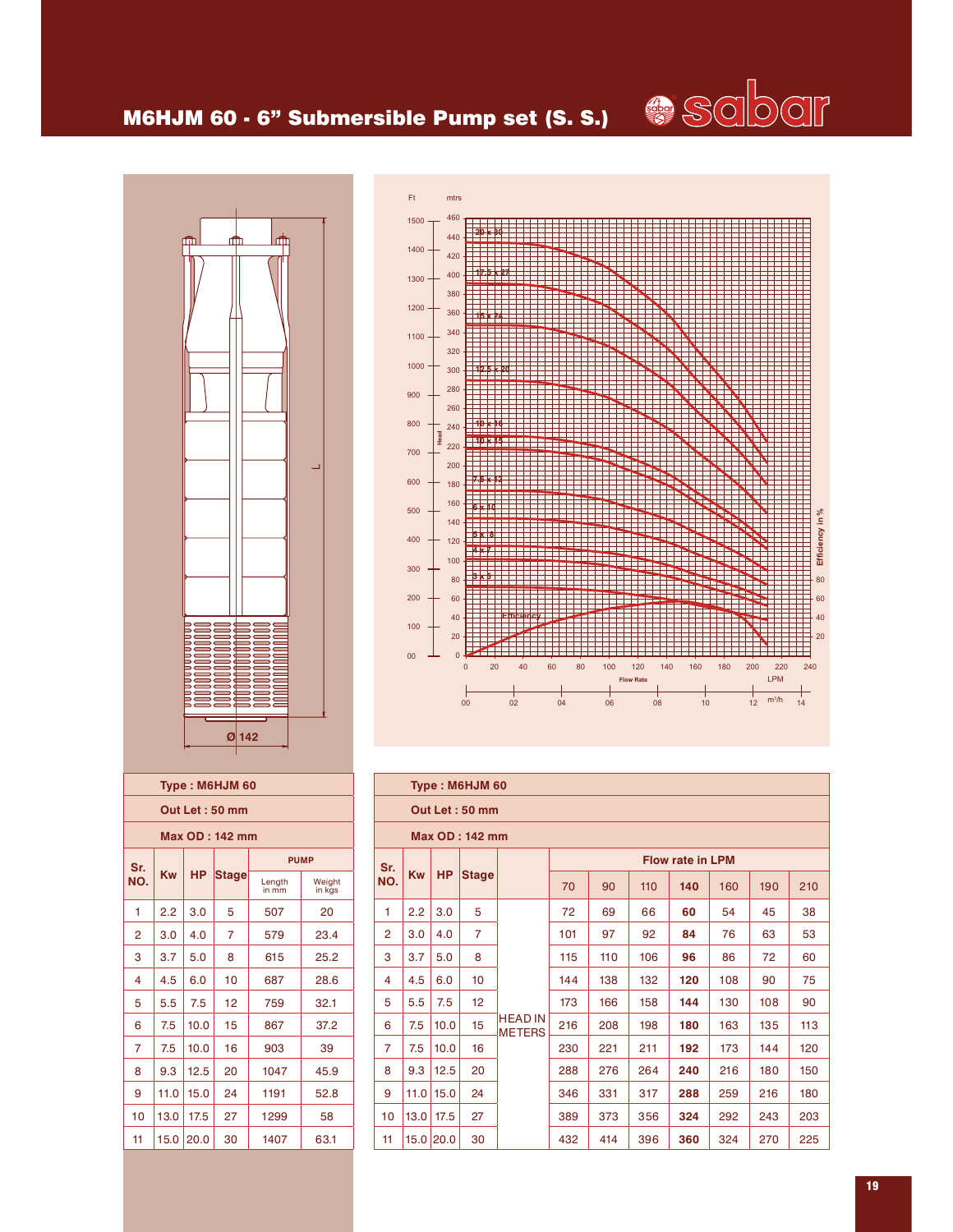# M6HJM 60 - 6" Submersible Pump set (S. S.)

Ø 142

L

**Type : M6HJM 60**

**Out Let : 50 mm**

**Max OD : 142 mm**

| Sr. NO. | Kw | HP | Stage | PUMP | |
|---|---|---|---|---|---|
| | | | | Length in mm | Weight in kgs |
| 1 | 2.2 | 3.0 | 5 | 507 | 20 |
| 2 | 3.0 | 4.0 | 7 | 579 | 23.4 |
| 3 | 3.7 | 5.0 | 8 | 615 | 25.2 |
| 4 | 4.5 | 6.0 | 10 | 687 | 28.6 |
| 5 | 5.5 | 7.5 | 12 | 759 | 32.1 |
| 6 | 7.5 | 10.0 | 15 | 867 | 37.2 |
| 7 | 7.5 | 10.0 | 16 | 903 | 39 |
| 8 | 9.3 | 12.5 | 20 | 1047 | 45.9 |
| 9 | 11.0 | 15.0 | 24 | 1191 | 52.8 |
| 10 | 13.0 | 17.5 | 27 | 1299 | 58 |
| 11 | 15.0 | 20.0 | 30 | 1407 | 63.1 |

**Type : M6HJM 60**

**Out Let : 50 mm**

**Max OD : 142 mm**

| Sr. NO. | Kw | HP | Stage | | Flow rate in LPM | | | | | | |
|---|---|---|---|---|---|---|---|---|---|---|---|
| | | | | | 70 | 90 | 110 | **140** | 160 | 190 | 210 |
| 1 | 2.2 | 3.0 | 5 | HEAD IN METERS | 72 | 69 | 66 | **60** | 54 | 45 | 38 |
| 2 | 3.0 | 4.0 | 7 | | 101 | 97 | 92 | **84** | 76 | 63 | 53 |
| 3 | 3.7 | 5.0 | 8 | | 115 | 110 | 106 | **96** | 86 | 72 | 60 |
| 4 | 4.5 | 6.0 | 10 | | 144 | 138 | 132 | **120** | 108 | 90 | 75 |
| 5 | 5.5 | 7.5 | 12 | | 173 | 166 | 158 | **144** | 130 | 108 | 90 |
| 6 | 7.5 | 10.0 | 15 | | 216 | 208 | 198 | **180** | 163 | 135 | 113 |
| 7 | 7.5 | 10.0 | 16 | | 230 | 221 | 211 | **192** | 173 | 144 | 120 |
| 8 | 9.3 | 12.5 | 20 | | 288 | 276 | 264 | **240** | 216 | 180 | 150 |
| 9 | 11.0 | 15.0 | 24 | | 346 | 331 | 317 | **288** | 259 | 216 | 180 |
| 10 | 13.0 | 17.5 | 27 | | 389 | 373 | 356 | **324** | 292 | 243 | 203 |
| 11 | 15.0 | 20.0 | 30 | | 432 | 414 | 396 | **360** | 324 | 270 | 225 |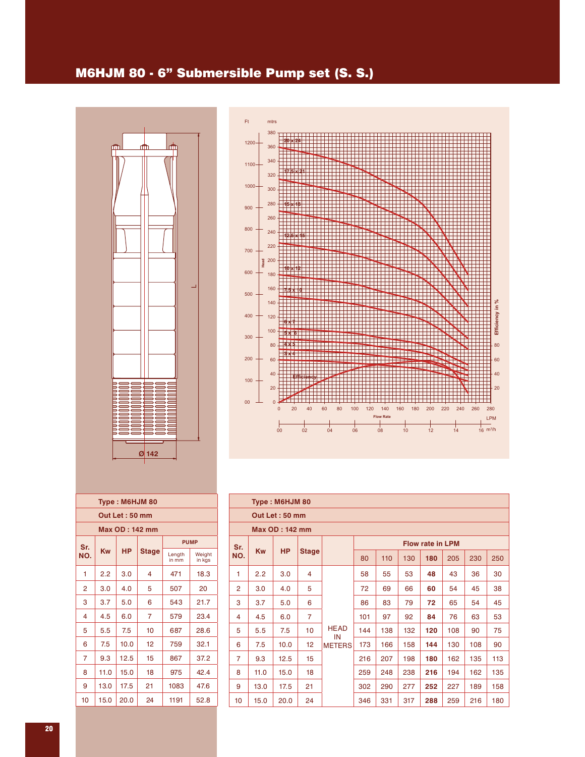# M6HJM 80 - 6" Submersible Pump set (S. S.)

| Type : M6HJM 80 | | | | | |
|---|---|---|---|---|---|
| Out Let : 50 mm | | | | | |
| Max OD : 142 mm | | | | | |
| Sr. NO. | Kw | HP | Stage | PUMP | |
| | | | | Length in mm | Weight in kgs |
| 1 | 2.2 | 3.0 | 4 | 471 | 18.3 |
| 2 | 3.0 | 4.0 | 5 | 507 | 20 |
| 3 | 3.7 | 5.0 | 6 | 543 | 21.7 |
| 4 | 4.5 | 6.0 | 7 | 579 | 23.4 |
| 5 | 5.5 | 7.5 | 10 | 687 | 28.6 |
| 6 | 7.5 | 10.0 | 12 | 759 | 32.1 |
| 7 | 9.3 | 12.5 | 15 | 867 | 37.2 |
| 8 | 11.0 | 15.0 | 18 | 975 | 42.4 |
| 9 | 13.0 | 17.5 | 21 | 1083 | 47.6 |
| 10 | 15.0 | 20.0 | 24 | 1191 | 52.8 |

| Type : M6HJM 80 | | | | | | | | | | | |
|---|---|---|---|---|---|---|---|---|---|---|---|
| Out Let : 50 mm | | | | | | | | | | | |
| Max OD : 142 mm | | | | | | | | | | | |
| Sr. NO. | Kw | HP | Stage | | Flow rate in LPM | | | | | | |
| | | | | | 80 | 110 | 130 | **180** | 205 | 230 | 250 |
| 1 | 2.2 | 3.0 | 4 | HEAD IN METERS | 58 | 55 | 53 | **48** | 43 | 36 | 30 |
| 2 | 3.0 | 4.0 | 5 | | 72 | 69 | 66 | **60** | 54 | 45 | 38 |
| 3 | 3.7 | 5.0 | 6 | | 86 | 83 | 79 | **72** | 65 | 54 | 45 |
| 4 | 4.5 | 6.0 | 7 | | 101 | 97 | 92 | **84** | 76 | 63 | 53 |
| 5 | 5.5 | 7.5 | 10 | | 144 | 138 | 132 | **120** | 108 | 90 | 75 |
| 6 | 7.5 | 10.0 | 12 | | 173 | 166 | 158 | **144** | 130 | 108 | 90 |
| 7 | 9.3 | 12.5 | 15 | | 216 | 207 | 198 | **180** | 162 | 135 | 113 |
| 8 | 11.0 | 15.0 | 18 | | 259 | 248 | 238 | **216** | 194 | 162 | 135 |
| 9 | 13.0 | 17.5 | 21 | | 302 | 290 | 277 | **252** | 227 | 189 | 158 |
| 10 | 15.0 | 20.0 | 24 | | 346 | 331 | 317 | **288** | 259 | 216 | 180 |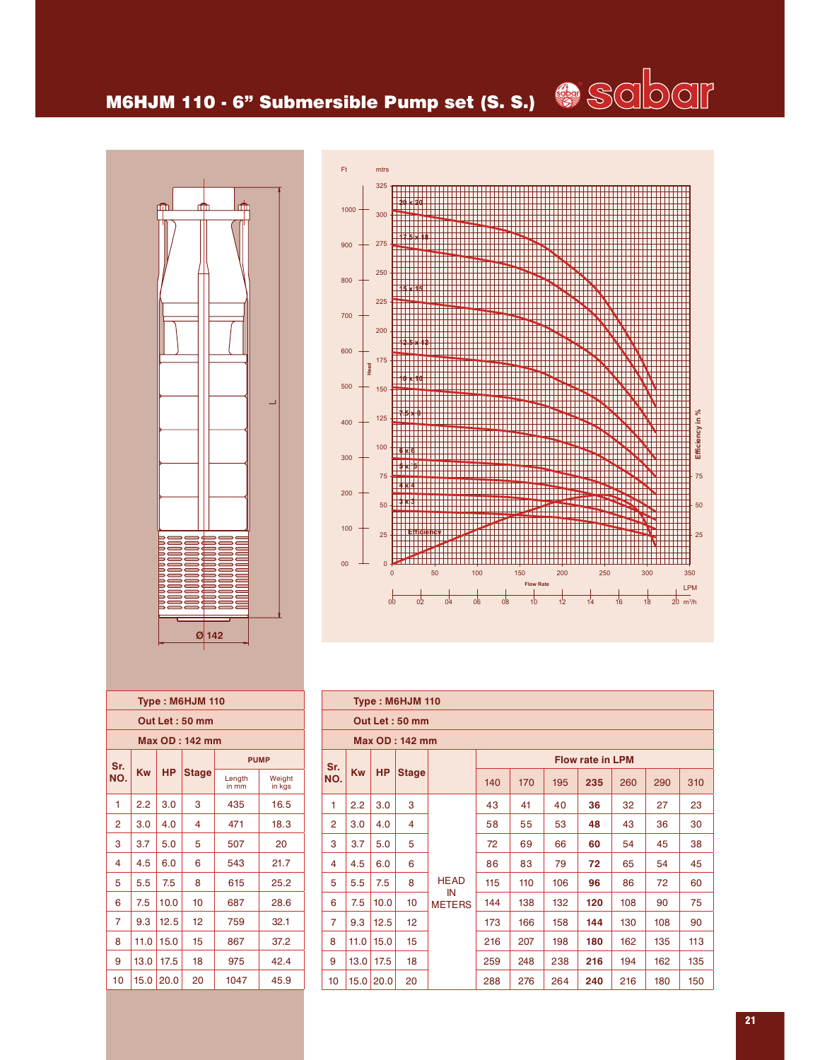# M6HJM 110 - 6" Submersible Pump set (S. S.)

| Type : M6HJM 110 | | | | | |
|---|---|---|---|---|---|
| Out Let : 50 mm | | | | | |
| Max OD : 142 mm | | | | | |
| Sr. NO. | Kw | HP | Stage | PUMP | |
| | | | | Length in mm | Weight in kgs |
| 1 | 2.2 | 3.0 | 3 | 435 | 16.5 |
| 2 | 3.0 | 4.0 | 4 | 471 | 18.3 |
| 3 | 3.7 | 5.0 | 5 | 507 | 20 |
| 4 | 4.5 | 6.0 | 6 | 543 | 21.7 |
| 5 | 5.5 | 7.5 | 8 | 615 | 25.2 |
| 6 | 7.5 | 10.0 | 10 | 687 | 28.6 |
| 7 | 9.3 | 12.5 | 12 | 759 | 32.1 |
| 8 | 11.0 | 15.0 | 15 | 867 | 37.2 |
| 9 | 13.0 | 17.5 | 18 | 975 | 42.4 |
| 10 | 15.0 | 20.0 | 20 | 1047 | 45.9 |

| Type : M6HJM 110 | | | | | | | | | | | |
|---|---|---|---|---|---|---|---|---|---|---|---|
| Out Let : 50 mm | | | | | | | | | | | |
| Max OD : 142 mm | | | | | | | | | | | |
| Sr. NO. | Kw | HP | Stage | | Flow rate in LPM | | | | | | |
| | | | | | 140 | 170 | 195 | **235** | 260 | 290 | 310 |
| 1 | 2.2 | 3.0 | 3 | HEAD IN METERS | 43 | 41 | 40 | **36** | 32 | 27 | 23 |
| 2 | 3.0 | 4.0 | 4 | | 58 | 55 | 53 | **48** | 43 | 36 | 30 |
| 3 | 3.7 | 5.0 | 5 | | 72 | 69 | 66 | **60** | 54 | 45 | 38 |
| 4 | 4.5 | 6.0 | 6 | | 86 | 83 | 79 | **72** | 65 | 54 | 45 |
| 5 | 5.5 | 7.5 | 8 | | 115 | 110 | 106 | **96** | 86 | 72 | 60 |
| 6 | 7.5 | 10.0 | 10 | | 144 | 138 | 132 | **120** | 108 | 90 | 75 |
| 7 | 9.3 | 12.5 | 12 | | 173 | 166 | 158 | **144** | 130 | 108 | 90 |
| 8 | 11.0 | 15.0 | 15 | | 216 | 207 | 198 | **180** | 162 | 135 | 113 |
| 9 | 13.0 | 17.5 | 18 | | 259 | 248 | 238 | **216** | 194 | 162 | 135 |
| 10 | 15.0 | 20.0 | 20 | | 288 | 276 | 264 | **240** | 216 | 180 | 150 |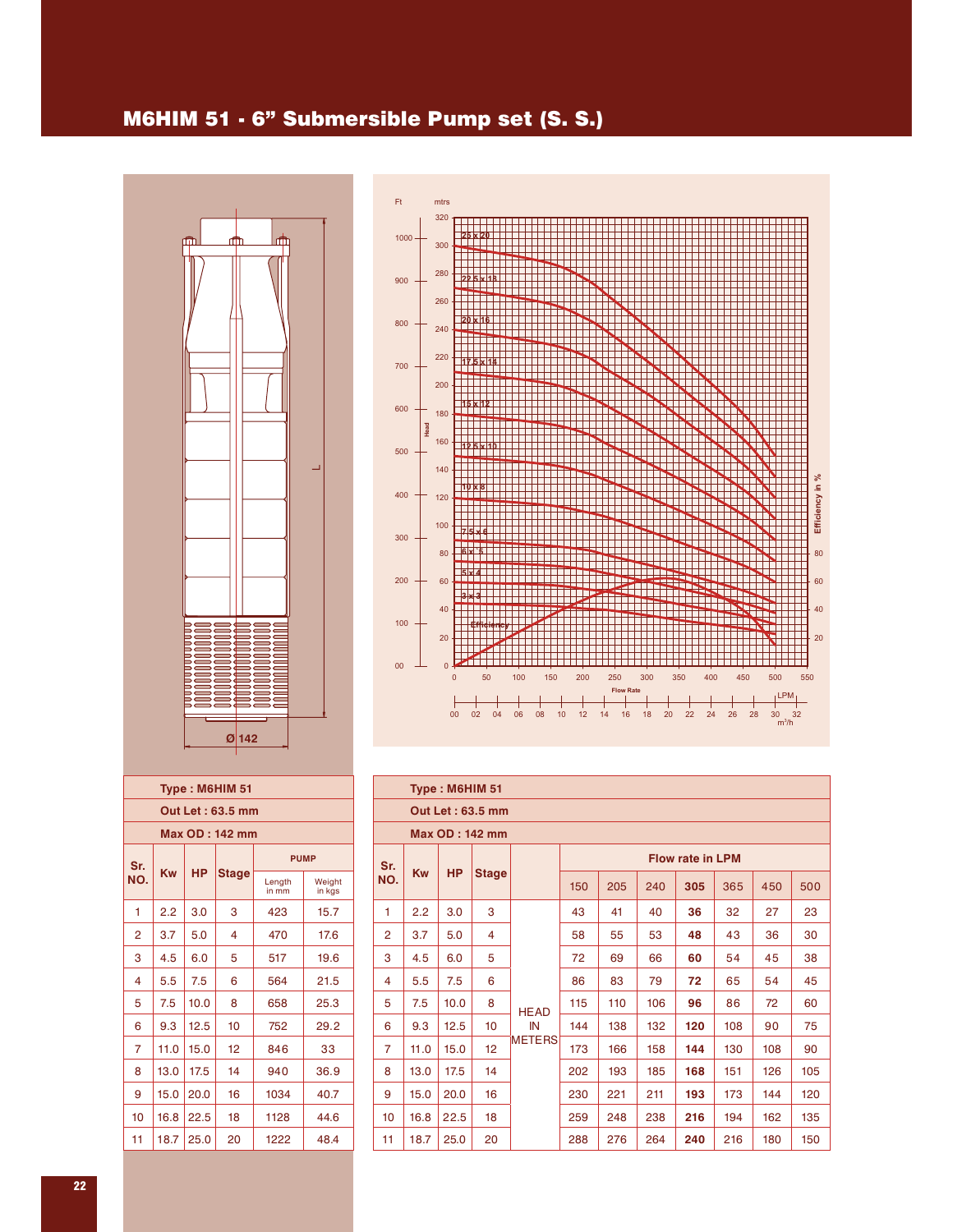# M6HIM 51 - 6" Submersible Pump set (S. S.)

Ø 142

L

| Type : M6HIM 51 | | | | | |
|---|---|---|---|---|---|
| Out Let : 63.5 mm | | | | | |
| Max OD : 142 mm | | | | | |
| Sr. NO. | Kw | HP | Stage | PUMP | |
| | | | | Length in mm | Weight in kgs |
| 1 | 2.2 | 3.0 | 3 | 423 | 15.7 |
| 2 | 3.7 | 5.0 | 4 | 470 | 17.6 |
| 3 | 4.5 | 6.0 | 5 | 517 | 19.6 |
| 4 | 5.5 | 7.5 | 6 | 564 | 21.5 |
| 5 | 7.5 | 10.0 | 8 | 658 | 25.3 |
| 6 | 9.3 | 12.5 | 10 | 752 | 29.2 |
| 7 | 11.0 | 15.0 | 12 | 846 | 33 |
| 8 | 13.0 | 17.5 | 14 | 940 | 36.9 |
| 9 | 15.0 | 20.0 | 16 | 1034 | 40.7 |
| 10 | 16.8 | 22.5 | 18 | 1128 | 44.6 |
| 11 | 18.7 | 25.0 | 20 | 1222 | 48.4 |

| Type : M6HIM 51 | | | | | | | | | | | |
|---|---|---|---|---|---|---|---|---|---|---|---|
| Out Let : 63.5 mm | | | | | | | | | | | |
| Max OD : 142 mm | | | | | | | | | | | |
| Sr. NO. | Kw | HP | Stage | | Flow rate in LPM | | | | | | |
| | | | | | 150 | 205 | 240 | **305** | 365 | 450 | 500 |
| 1 | 2.2 | 3.0 | 3 | HEAD IN METERS | 43 | 41 | 40 | **36** | 32 | 27 | 23 |
| 2 | 3.7 | 5.0 | 4 | | 58 | 55 | 53 | **48** | 43 | 36 | 30 |
| 3 | 4.5 | 6.0 | 5 | | 72 | 69 | 66 | **60** | 54 | 45 | 38 |
| 4 | 5.5 | 7.5 | 6 | | 86 | 83 | 79 | **72** | 65 | 54 | 45 |
| 5 | 7.5 | 10.0 | 8 | | 115 | 110 | 106 | **96** | 86 | 72 | 60 |
| 6 | 9.3 | 12.5 | 10 | | 144 | 138 | 132 | **120** | 108 | 90 | 75 |
| 7 | 11.0 | 15.0 | 12 | | 173 | 166 | 158 | **144** | 130 | 108 | 90 |
| 8 | 13.0 | 17.5 | 14 | | 202 | 193 | 185 | **168** | 151 | 126 | 105 |
| 9 | 15.0 | 20.0 | 16 | | 230 | 221 | 211 | **193** | 173 | 144 | 120 |
| 10 | 16.8 | 22.5 | 18 | | 259 | 248 | 238 | **216** | 194 | 162 | 135 |
| 11 | 18.7 | 25.0 | 20 | | 288 | 276 | 264 | **240** | 216 | 180 | 150 |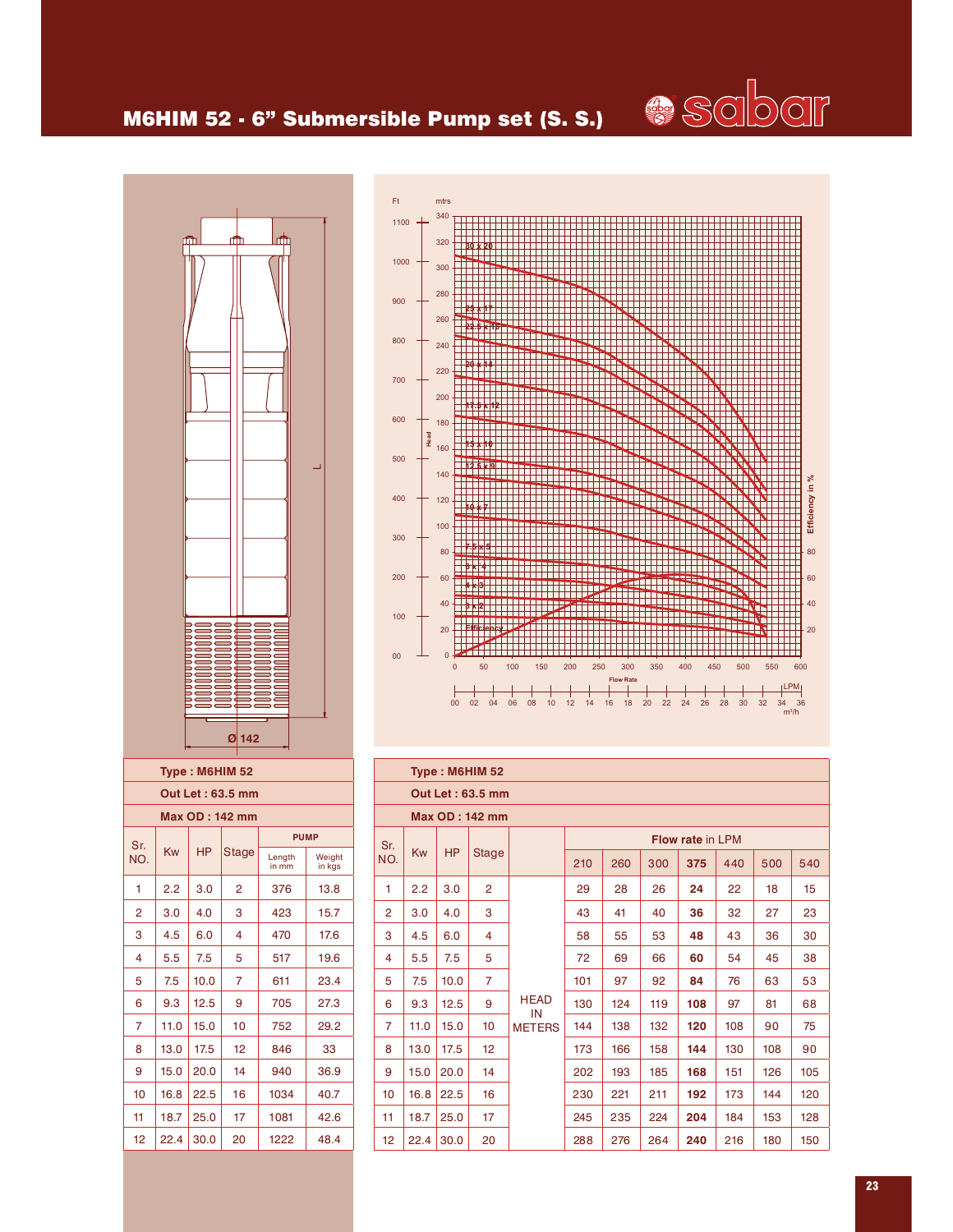# M6HIM 52 - 6" Submersible Pump set (S. S.)

sabar

Ø 142

L

Ft
1100
1000
900
800
700
600
500
400
300
200
100
00

mtrs
340
320
300
280
260
240
220
200
180
160
140
120
100
80
60
40
20
0

Head

30 x 20
25 x 17
22.5 x 16
20 x 14
17.5 x 12
15 x 10
12.5 x 9
10 x 7
7.5 x 5
5 x 4
4 x 3
3 x 2
Efficiency

Efficiency in %
80
60
40
20

0 50 100 150 200 250 300 350 400 450 500 550 600
Flow Rate
LPM
00 02 04 06 08 10 12 14 16 18 20 22 24 26 28 30 32 34 36
m³/h

**Type : M6HIM 52**

**Out Let : 63.5 mm**

**Max OD : 142 mm**

| Sr. NO. | Kw | HP | Stage | PUMP Length in mm | PUMP Weight in kgs |
|---|---|---|---|---|---|
| 1 | 2.2 | 3.0 | 2 | 376 | 13.8 |
| 2 | 3.0 | 4.0 | 3 | 423 | 15.7 |
| 3 | 4.5 | 6.0 | 4 | 470 | 17.6 |
| 4 | 5.5 | 7.5 | 5 | 517 | 19.6 |
| 5 | 7.5 | 10.0 | 7 | 611 | 23.4 |
| 6 | 9.3 | 12.5 | 9 | 705 | 27.3 |
| 7 | 11.0 | 15.0 | 10 | 752 | 29.2 |
| 8 | 13.0 | 17.5 | 12 | 846 | 33 |
| 9 | 15.0 | 20.0 | 14 | 940 | 36.9 |
| 10 | 16.8 | 22.5 | 16 | 1034 | 40.7 |
| 11 | 18.7 | 25.0 | 17 | 1081 | 42.6 |
| 12 | 22.4 | 30.0 | 20 | 1222 | 48.4 |

**Type : M6HIM 52**

**Out Let : 63.5 mm**

**Max OD : 142 mm**

| Sr. NO. | Kw | HP | Stage | | Flow rate in LPM | | | | | | |
|---|---|---|---|---|---|---|---|---|---|---|---|
| | | | | | 210 | 260 | 300 | **375** | 440 | 500 | 540 |
| 1 | 2.2 | 3.0 | 2 | HEAD IN METERS | 29 | 28 | 26 | **24** | 22 | 18 | 15 |
| 2 | 3.0 | 4.0 | 3 | | 43 | 41 | 40 | **36** | 32 | 27 | 23 |
| 3 | 4.5 | 6.0 | 4 | | 58 | 55 | 53 | **48** | 43 | 36 | 30 |
| 4 | 5.5 | 7.5 | 5 | | 72 | 69 | 66 | **60** | 54 | 45 | 38 |
| 5 | 7.5 | 10.0 | 7 | | 101 | 97 | 92 | **84** | 76 | 63 | 53 |
| 6 | 9.3 | 12.5 | 9 | | 130 | 124 | 119 | **108** | 97 | 81 | 68 |
| 7 | 11.0 | 15.0 | 10 | | 144 | 138 | 132 | **120** | 108 | 90 | 75 |
| 8 | 13.0 | 17.5 | 12 | | 173 | 166 | 158 | **144** | 130 | 108 | 90 |
| 9 | 15.0 | 20.0 | 14 | | 202 | 193 | 185 | **168** | 151 | 126 | 105 |
| 10 | 16.8 | 22.5 | 16 | | 230 | 221 | 211 | **192** | 173 | 144 | 120 |
| 11 | 18.7 | 25.0 | 17 | | 245 | 235 | 224 | **204** | 184 | 153 | 128 |
| 12 | 22.4 | 30.0 | 20 | | 288 | 276 | 264 | **240** | 216 | 180 | 150 |